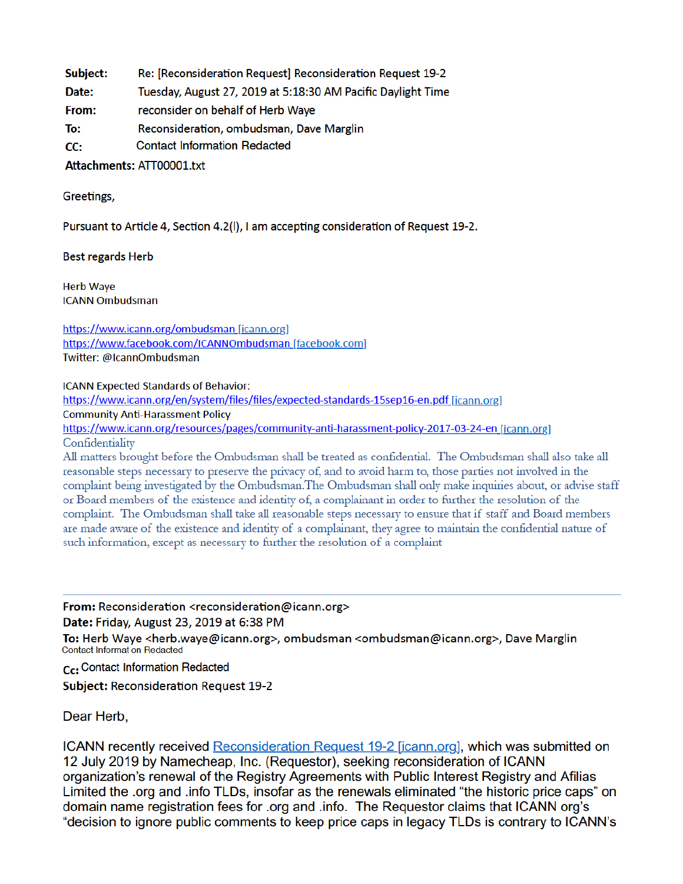**Subject:** Re: [Reconsideration Request] Reconsideration Request 19-2
**Date:** Tuesday, August 27, 2019 at 5:18:30 AM Pacific Daylight Time
**From:** reconsider on behalf of Herb Waye
**To:** Reconsideration, ombudsman, Dave Marglin
**CC:** Contact Information Redacted
**Attachments:** ATT00001.txt

Greetings,

Pursuant to Article 4, Section 4.2(l), I am accepting consideration of Request 19-2.

Best regards Herb

Herb Waye
ICANN Ombudsman

https://www.icann.org/ombudsman [icann.org]
https://www.facebook.com/ICANNOmbudsman [facebook.com]
Twitter: @IcannOmbudsman

ICANN Expected Standards of Behavior:
https://www.icann.org/en/system/files/files/expected-standards-15sep16-en.pdf [icann.org]
Community Anti-Harassment Policy
https://www.icann.org/resources/pages/community-anti-harassment-policy-2017-03-24-en [icann.org]
Confidentiality
All matters brought before the Ombudsman shall be treated as confidential. The Ombudsman shall also take all reasonable steps necessary to preserve the privacy of, and to avoid harm to, those parties not involved in the complaint being investigated by the Ombudsman.The Ombudsman shall only make inquiries about, or advise staff or Board members of the existence and identity of, a complainant in order to further the resolution of the complaint. The Ombudsman shall take all reasonable steps necessary to ensure that if staff and Board members are made aware of the existence and identity of a complainant, they agree to maintain the confidential nature of such information, except as necessary to further the resolution of a complaint

---

**From:** Reconsideration <reconsideration@icann.org>
**Date:** Friday, August 23, 2019 at 6:38 PM
**To:** Herb Waye <herb.waye@icann.org>, ombudsman <ombudsman@icann.org>, Dave Marglin
Contact Information Redacted
**Cc:** Contact Information Redacted
**Subject:** Reconsideration Request 19-2

Dear Herb,

ICANN recently received Reconsideration Request 19-2 [icann.org], which was submitted on 12 July 2019 by Namecheap, Inc. (Requestor), seeking reconsideration of ICANN organization's renewal of the Registry Agreements with Public Interest Registry and Afilias Limited the .org and .info TLDs, insofar as the renewals eliminated "the historic price caps" on domain name registration fees for .org and .info. The Requestor claims that ICANN org's "decision to ignore public comments to keep price caps in legacy TLDs is contrary to ICANN's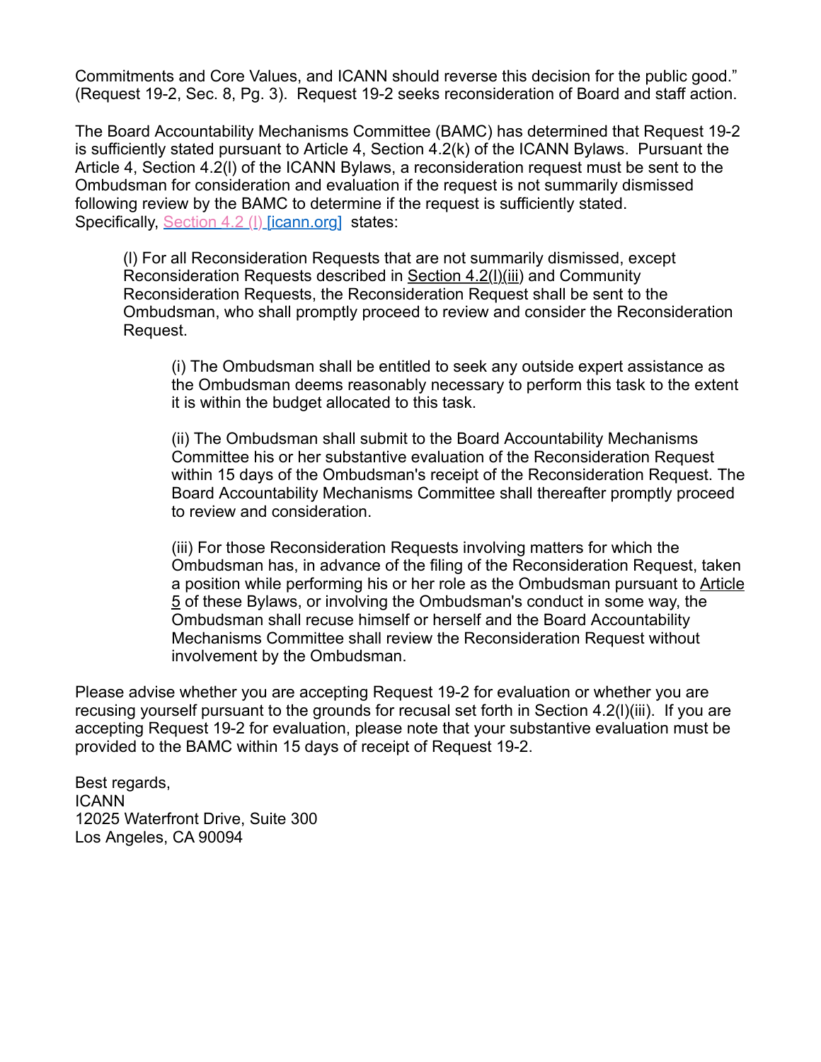Commitments and Core Values, and ICANN should reverse this decision for the public good." (Request 19-2, Sec. 8, Pg. 3). Request 19-2 seeks reconsideration of Board and staff action.

The Board Accountability Mechanisms Committee (BAMC) has determined that Request 19-2 is sufficiently stated pursuant to Article 4, Section 4.2(k) of the ICANN Bylaws. Pursuant the Article 4, Section 4.2(l) of the ICANN Bylaws, a reconsideration request must be sent to the Ombudsman for consideration and evaluation if the request is not summarily dismissed following review by the BAMC to determine if the request is sufficiently stated. Specifically, Section 4.2 (l) [icann.org] states:

> (l) For all Reconsideration Requests that are not summarily dismissed, except Reconsideration Requests described in Section 4.2(l)(iii) and Community Reconsideration Requests, the Reconsideration Request shall be sent to the Ombudsman, who shall promptly proceed to review and consider the Reconsideration Request.
>
> > (i) The Ombudsman shall be entitled to seek any outside expert assistance as the Ombudsman deems reasonably necessary to perform this task to the extent it is within the budget allocated to this task.
> >
> > (ii) The Ombudsman shall submit to the Board Accountability Mechanisms Committee his or her substantive evaluation of the Reconsideration Request within 15 days of the Ombudsman's receipt of the Reconsideration Request. The Board Accountability Mechanisms Committee shall thereafter promptly proceed to review and consideration.
> >
> > (iii) For those Reconsideration Requests involving matters for which the Ombudsman has, in advance of the filing of the Reconsideration Request, taken a position while performing his or her role as the Ombudsman pursuant to Article 5 of these Bylaws, or involving the Ombudsman's conduct in some way, the Ombudsman shall recuse himself or herself and the Board Accountability Mechanisms Committee shall review the Reconsideration Request without involvement by the Ombudsman.

Please advise whether you are accepting Request 19-2 for evaluation or whether you are recusing yourself pursuant to the grounds for recusal set forth in Section 4.2(l)(iii). If you are accepting Request 19-2 for evaluation, please note that your substantive evaluation must be provided to the BAMC within 15 days of receipt of Request 19-2.

Best regards,
ICANN
12025 Waterfront Drive, Suite 300
Los Angeles, CA 90094